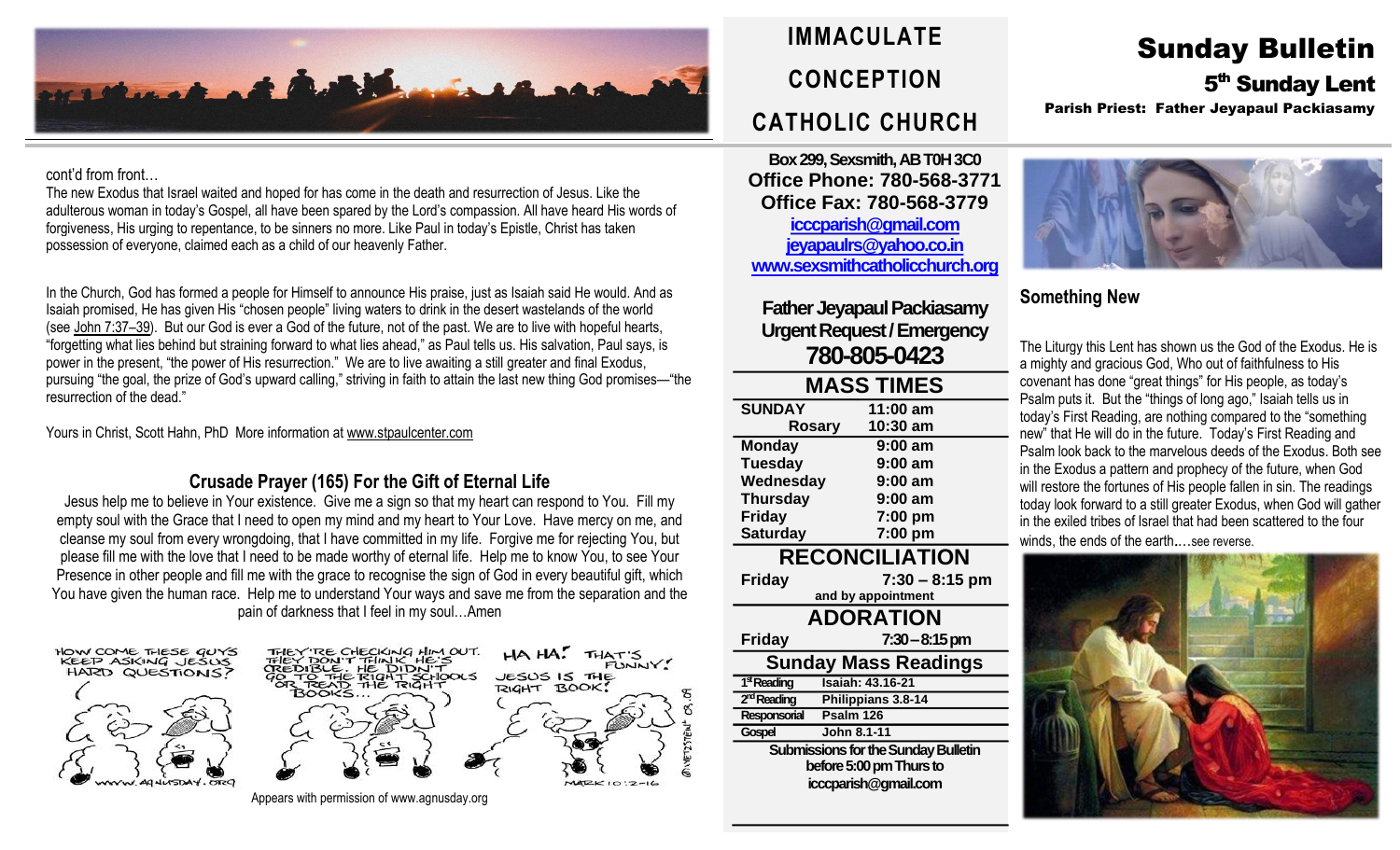# IMMACULATE CONCEPTION CATHOLIC CHURCH

# Sunday Bulletin

## 5th Sunday Lent

**Parish Priest: Father Jeyapaul Packiasamy**

cont'd from front…

The new Exodus that Israel waited and hoped for has come in the death and resurrection of Jesus. Like the adulterous woman in today's Gospel, all have been spared by the Lord's compassion. All have heard His words of forgiveness, His urging to repentance, to be sinners no more. Like Paul in today's Epistle, Christ has taken possession of everyone, claimed each as a child of our heavenly Father.

In the Church, God has formed a people for Himself to announce His praise, just as Isaiah said He would. And as Isaiah promised, He has given His "chosen people" living waters to drink in the desert wastelands of the world (see John 7:37–39). But our God is ever a God of the future, not of the past. We are to live with hopeful hearts, "forgetting what lies behind but straining forward to what lies ahead," as Paul tells us. His salvation, Paul says, is power in the present, "the power of His resurrection." We are to live awaiting a still greater and final Exodus, pursuing "the goal, the prize of God's upward calling," striving in faith to attain the last new thing God promises—"the resurrection of the dead."

Yours in Christ, Scott Hahn, PhD More information at www.stpaulcenter.com

### Crusade Prayer (165) For the Gift of Eternal Life

Jesus help me to believe in Your existence. Give me a sign so that my heart can respond to You. Fill my empty soul with the Grace that I need to open my mind and my heart to Your Love. Have mercy on me, and cleanse my soul from every wrongdoing, that I have committed in my life. Forgive me for rejecting You, but please fill me with the love that I need to be made worthy of eternal life. Help me to know You, to see Your Presence in other people and fill me with the grace to recognise the sign of God in every beautiful gift, which You have given the human race. Help me to understand Your ways and save me from the separation and the pain of darkness that I feel in my soul…Amen

Appears with permission of www.agnusday.org

**Box 299, Sexsmith, AB T0H 3C0**
**Office Phone: 780-568-3771**
**Office Fax: 780-568-3779**
icccparish@gmail.com
jeyapaulrs@yahoo.co.in
www.sexsmithcatholicchurch.org

**Father Jeyapaul Packiasamy**
**Urgent Request / Emergency**
**780-805-0423**

## MASS TIMES

| | |
|---|---|
| SUNDAY | 11:00 am |
| Rosary | 10:30 am |
| Monday | 9:00 am |
| Tuesday | 9:00 am |
| Wednesday | 9:00 am |
| Thursday | 9:00 am |
| Friday | 7:00 pm |
| Saturday | 7:00 pm |

## RECONCILIATION

**Friday** 7:30 – 8:15 pm
and by appointment

## ADORATION

**Friday** 7:30 – 8:15 pm

## Sunday Mass Readings

| | |
|---|---|
| 1st Reading | Isaiah: 43.16-21 |
| 2nd Reading | Philippians 3.8-14 |
| Responsorial | Psalm 126 |
| Gospel | John 8.1-11 |

**Submissions for the Sunday Bulletin before 5:00 pm Thurs to icccparish@gmail.com**

### Something New

The Liturgy this Lent has shown us the God of the Exodus. He is a mighty and gracious God, Who out of faithfulness to His covenant has done "great things" for His people, as today's Psalm puts it. But the "things of long ago," Isaiah tells us in today's First Reading, are nothing compared to the "something new" that He will do in the future. Today's First Reading and Psalm look back to the marvelous deeds of the Exodus. Both see in the Exodus a pattern and prophecy of the future, when God will restore the fortunes of His people fallen in sin. The readings today look forward to a still greater Exodus, when God will gather in the exiled tribes of Israel that had been scattered to the four winds, the ends of the earth….see reverse.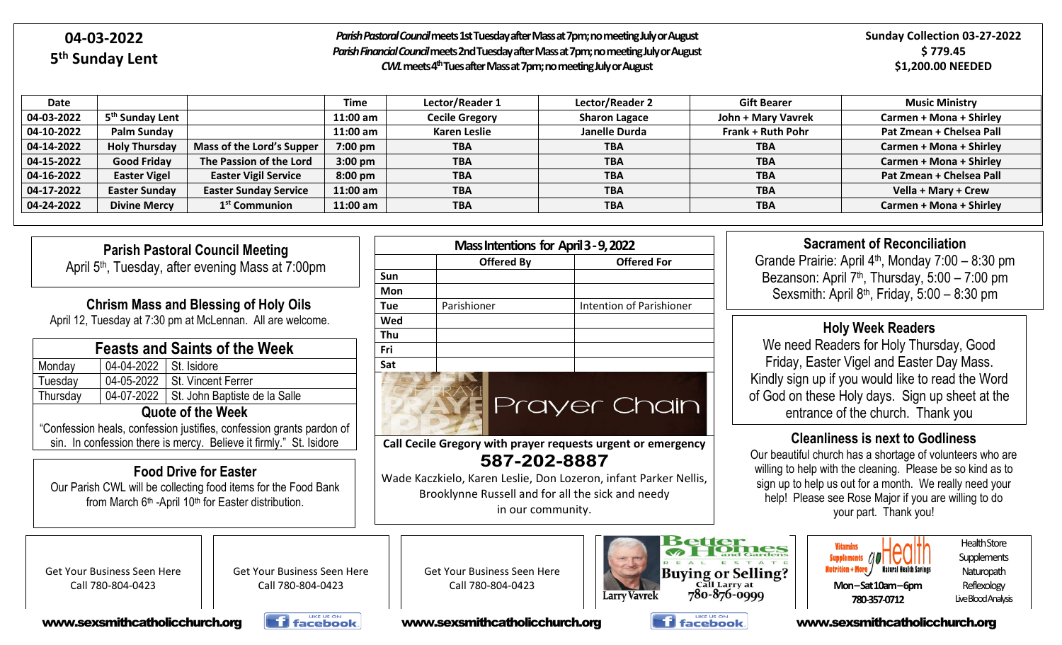**04-03-2022**
**5th Sunday Lent**

***Parish Pastoral Council*** **meets 1st Tuesday after Mass at 7pm; no meeting July or August**
***Parish Financial Council*** **meets 2nd Tuesday after Mass at 7pm; no meeting July or August**
***CWL*** **meets 4th Tues after Mass at 7pm; no meeting July or August**

**Sunday Collection 03-27-2022**
**$ 779.45**
**$1,200.00 NEEDED**

| Date | | | Time | Lector/Reader 1 | Lector/Reader 2 | Gift Bearer | Music Ministry |
|---|---|---|---|---|---|---|---|
| 04-03-2022 | 5th Sunday Lent | | 11:00 am | Cecile Gregory | Sharon Lagace | John + Mary Vavrek | Carmen + Mona + Shirley |
| 04-10-2022 | Palm Sunday | | 11:00 am | Karen Leslie | Janelle Durda | Frank + Ruth Pohr | Pat Zmean + Chelsea Pall |
| 04-14-2022 | Holy Thursday | Mass of the Lord's Supper | 7:00 pm | TBA | TBA | TBA | Carmen + Mona + Shirley |
| 04-15-2022 | Good Friday | The Passion of the Lord | 3:00 pm | TBA | TBA | TBA | Carmen + Mona + Shirley |
| 04-16-2022 | Easter Vigel | Easter Vigil Service | 8:00 pm | TBA | TBA | TBA | Pat Zmean + Chelsea Pall |
| 04-17-2022 | Easter Sunday | Easter Sunday Service | 11:00 am | TBA | TBA | TBA | Vella + Mary + Crew |
| 04-24-2022 | Divine Mercy | 1st Communion | 11:00 am | TBA | TBA | TBA | Carmen + Mona + Shirley |

### Parish Pastoral Council Meeting

April 5th, Tuesday, after evening Mass at 7:00pm

### Chrism Mass and Blessing of Holy Oils

April 12, Tuesday at 7:30 pm at McLennan. All are welcome.

| Feasts and Saints of the Week | | |
|---|---|---|
| Monday | 04-04-2022 | St. Isidore |
| Tuesday | 04-05-2022 | St. Vincent Ferrer |
| Thursday | 04-07-2022 | St. John Baptiste de la Salle |

### Quote of the Week

"Confession heals, confession justifies, confession grants pardon of sin. In confession there is mercy. Believe it firmly." St. Isidore

### Food Drive for Easter

Our Parish CWL will be collecting food items for the Food Bank from March 6th -April 10th for Easter distribution.

### Mass Intentions for April 3 - 9, 2022

| | Offered By | Offered For |
|---|---|---|
| Sun | | |
| Mon | | |
| Tue | Parishioner | Intention of Parishioner |
| Wed | | |
| Thu | | |
| Fri | | |
| Sat | | |

### Prayer Chain

**Call Cecile Gregory with prayer requests urgent or emergency**

**587-202-8887**

Wade Kaczkielo, Karen Leslie, Don Lozeron, infant Parker Nellis, Brooklynne Russell and for all the sick and needy in our community.

### Sacrament of Reconciliation

Grande Prairie: April 4th, Monday 7:00 – 8:30 pm
Bezanson: April 7th, Thursday, 5:00 – 7:00 pm
Sexsmith: April 8th, Friday, 5:00 – 8:30 pm

### Holy Week Readers

We need Readers for Holy Thursday, Good Friday, Easter Vigel and Easter Day Mass. Kindly sign up if you would like to read the Word of God on these Holy days. Sign up sheet at the entrance of the church. Thank you

### Cleanliness is next to Godliness

Our beautiful church has a shortage of volunteers who are willing to help with the cleaning. Please be so kind as to sign up to help us out for a month. We really need your help! Please see Rose Major if you are willing to do your part. Thank you!

Get Your Business Seen Here
Call 780-804-0423

Get Your Business Seen Here
Call 780-804-0423

Get Your Business Seen Here
Call 780-804-0423

Better Homes and Gardens Real Estate
Buying or Selling? Call Larry at 780-876-0999
Larry Vavrek

Vitamins, Supplements, Nutrition + More
go Health Natural Health Savings
Mon – Sat 10am – 6pm
780-357-0712
Health Store, Supplements, Naturopath, Reflexology, Live Blood Analysis

www.sexsmithcatholicchurch.org — Like us on facebook — www.sexsmithcatholicchurch.org — Like us on facebook — www.sexsmithcatholicchurch.org